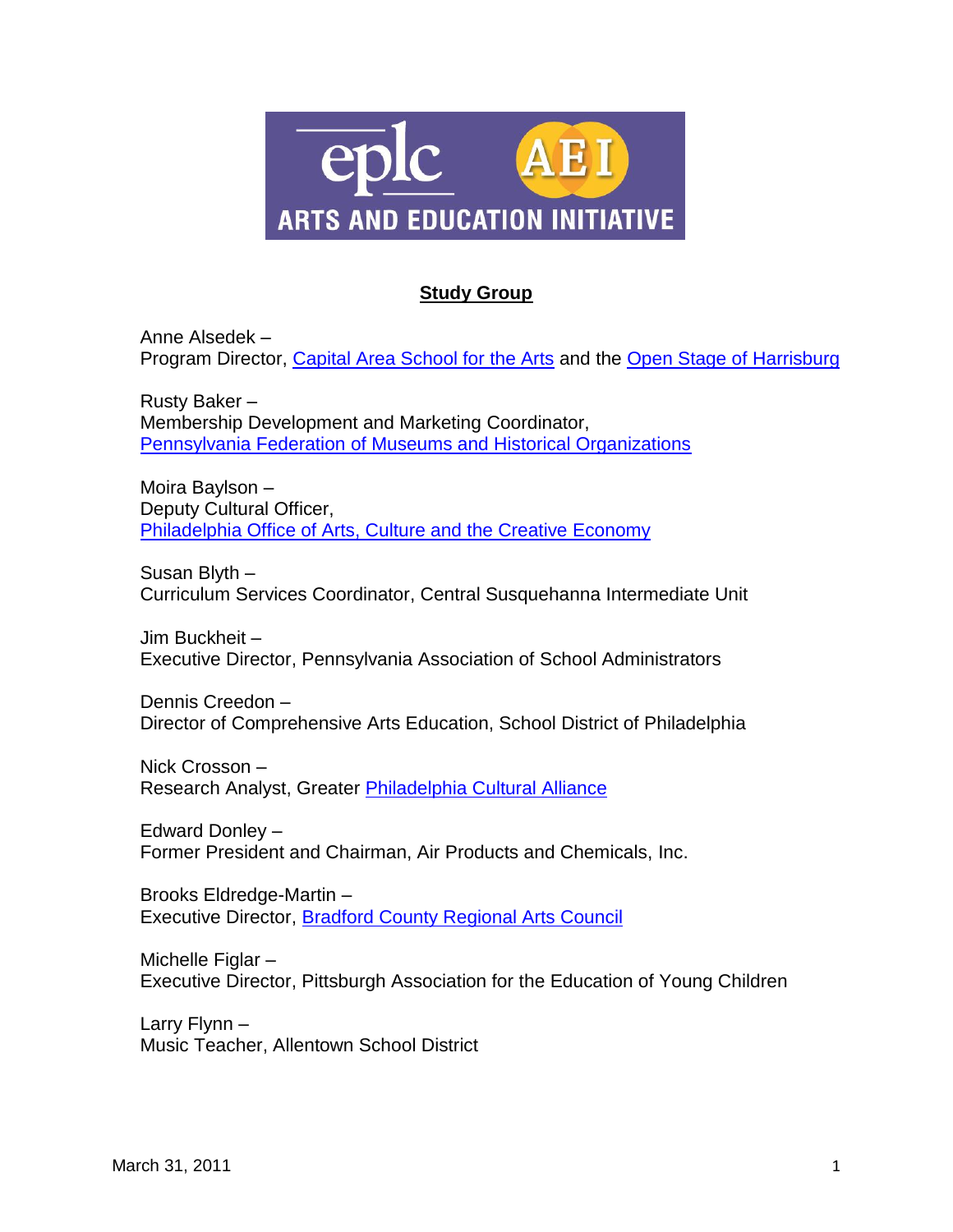eplc AEI
ARTS AND EDUCATION INITIATIVE

## Study Group

Anne Alsedek –
Program Director, Capital Area School for the Arts and the Open Stage of Harrisburg

Rusty Baker –
Membership Development and Marketing Coordinator,
Pennsylvania Federation of Museums and Historical Organizations

Moira Baylson –
Deputy Cultural Officer,
Philadelphia Office of Arts, Culture and the Creative Economy

Susan Blyth –
Curriculum Services Coordinator, Central Susquehanna Intermediate Unit

Jim Buckheit –
Executive Director, Pennsylvania Association of School Administrators

Dennis Creedon –
Director of Comprehensive Arts Education, School District of Philadelphia

Nick Crosson –
Research Analyst, Greater Philadelphia Cultural Alliance

Edward Donley –
Former President and Chairman, Air Products and Chemicals, Inc.

Brooks Eldredge-Martin –
Executive Director, Bradford County Regional Arts Council

Michelle Figlar –
Executive Director, Pittsburgh Association for the Education of Young Children

Larry Flynn –
Music Teacher, Allentown School District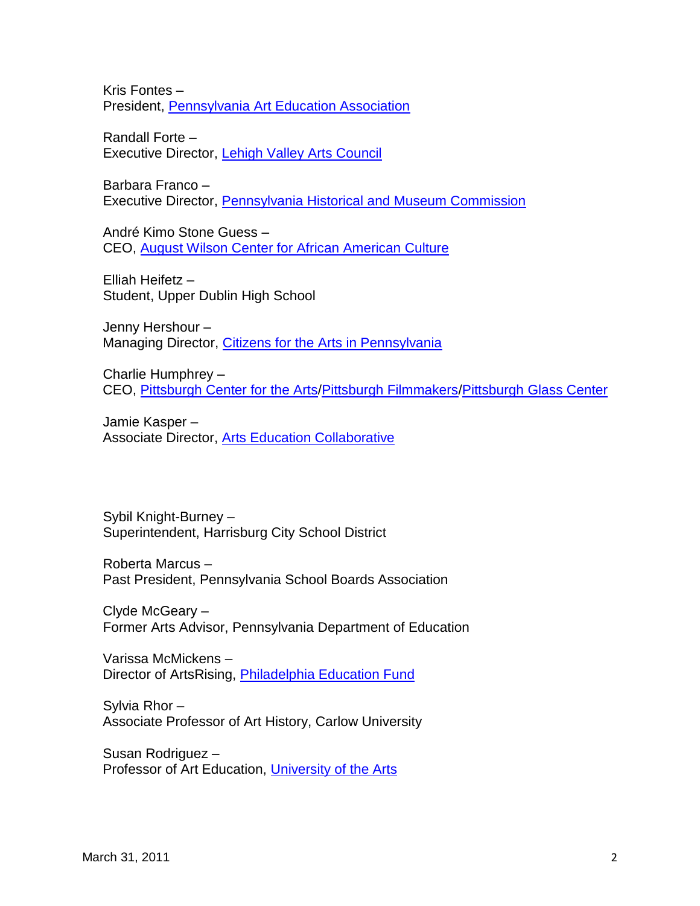Kris Fontes –
President, Pennsylvania Art Education Association

Randall Forte –
Executive Director, Lehigh Valley Arts Council

Barbara Franco –
Executive Director, Pennsylvania Historical and Museum Commission

André Kimo Stone Guess –
CEO, August Wilson Center for African American Culture

Elliah Heifetz –
Student, Upper Dublin High School

Jenny Hershour –
Managing Director, Citizens for the Arts in Pennsylvania

Charlie Humphrey –
CEO, Pittsburgh Center for the Arts/Pittsburgh Filmmakers/Pittsburgh Glass Center

Jamie Kasper –
Associate Director, Arts Education Collaborative

Sybil Knight-Burney –
Superintendent, Harrisburg City School District

Roberta Marcus –
Past President, Pennsylvania School Boards Association

Clyde McGeary –
Former Arts Advisor, Pennsylvania Department of Education

Varissa McMickens –
Director of ArtsRising, Philadelphia Education Fund

Sylvia Rhor –
Associate Professor of Art History, Carlow University

Susan Rodriguez –
Professor of Art Education, University of the Arts

March 31, 2011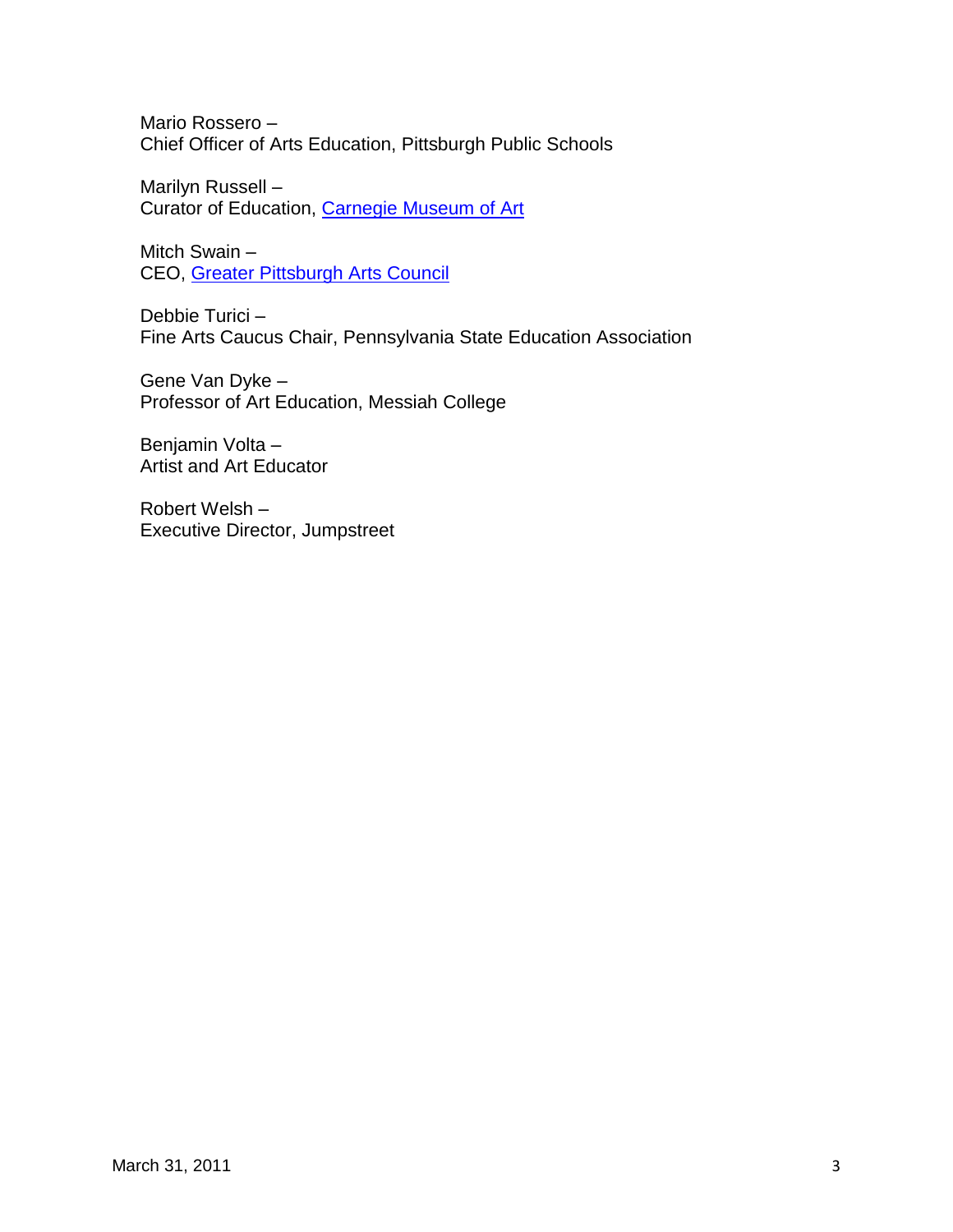Mario Rossero –
Chief Officer of Arts Education, Pittsburgh Public Schools

Marilyn Russell –
Curator of Education, Carnegie Museum of Art

Mitch Swain –
CEO, Greater Pittsburgh Arts Council

Debbie Turici –
Fine Arts Caucus Chair, Pennsylvania State Education Association

Gene Van Dyke –
Professor of Art Education, Messiah College

Benjamin Volta –
Artist and Art Educator

Robert Welsh –
Executive Director, Jumpstreet